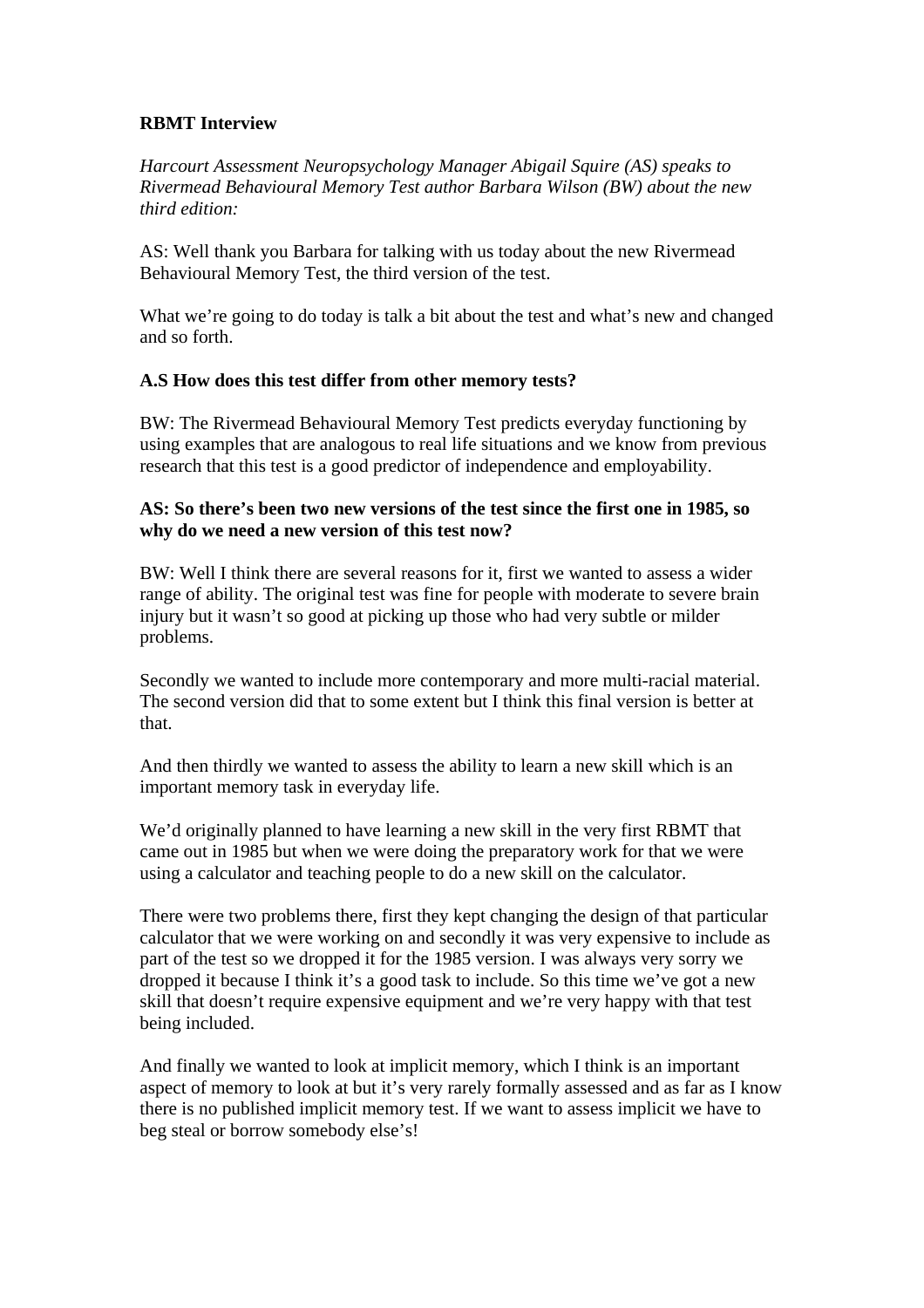**RBMT Interview**

*Harcourt Assessment Neuropsychology Manager Abigail Squire (AS) speaks to Rivermead Behavioural Memory Test author Barbara Wilson (BW) about the new third edition:*

AS: Well thank you Barbara for talking with us today about the new Rivermead Behavioural Memory Test, the third version of the test.

What we're going to do today is talk a bit about the test and what's new and changed and so forth.

**A.S How does this test differ from other memory tests?**

BW: The Rivermead Behavioural Memory Test predicts everyday functioning by using examples that are analogous to real life situations and we know from previous research that this test is a good predictor of independence and employability.

**AS: So there's been two new versions of the test since the first one in 1985, so why do we need a new version of this test now?**

BW: Well I think there are several reasons for it, first we wanted to assess a wider range of ability. The original test was fine for people with moderate to severe brain injury but it wasn't so good at picking up those who had very subtle or milder problems.

Secondly we wanted to include more contemporary and more multi-racial material. The second version did that to some extent but I think this final version is better at that.

And then thirdly we wanted to assess the ability to learn a new skill which is an important memory task in everyday life.

We'd originally planned to have learning a new skill in the very first RBMT that came out in 1985 but when we were doing the preparatory work for that we were using a calculator and teaching people to do a new skill on the calculator.

There were two problems there, first they kept changing the design of that particular calculator that we were working on and secondly it was very expensive to include as part of the test so we dropped it for the 1985 version. I was always very sorry we dropped it because I think it's a good task to include. So this time we've got a new skill that doesn't require expensive equipment and we're very happy with that test being included.

And finally we wanted to look at implicit memory, which I think is an important aspect of memory to look at but it's very rarely formally assessed and as far as I know there is no published implicit memory test. If we want to assess implicit we have to beg steal or borrow somebody else's!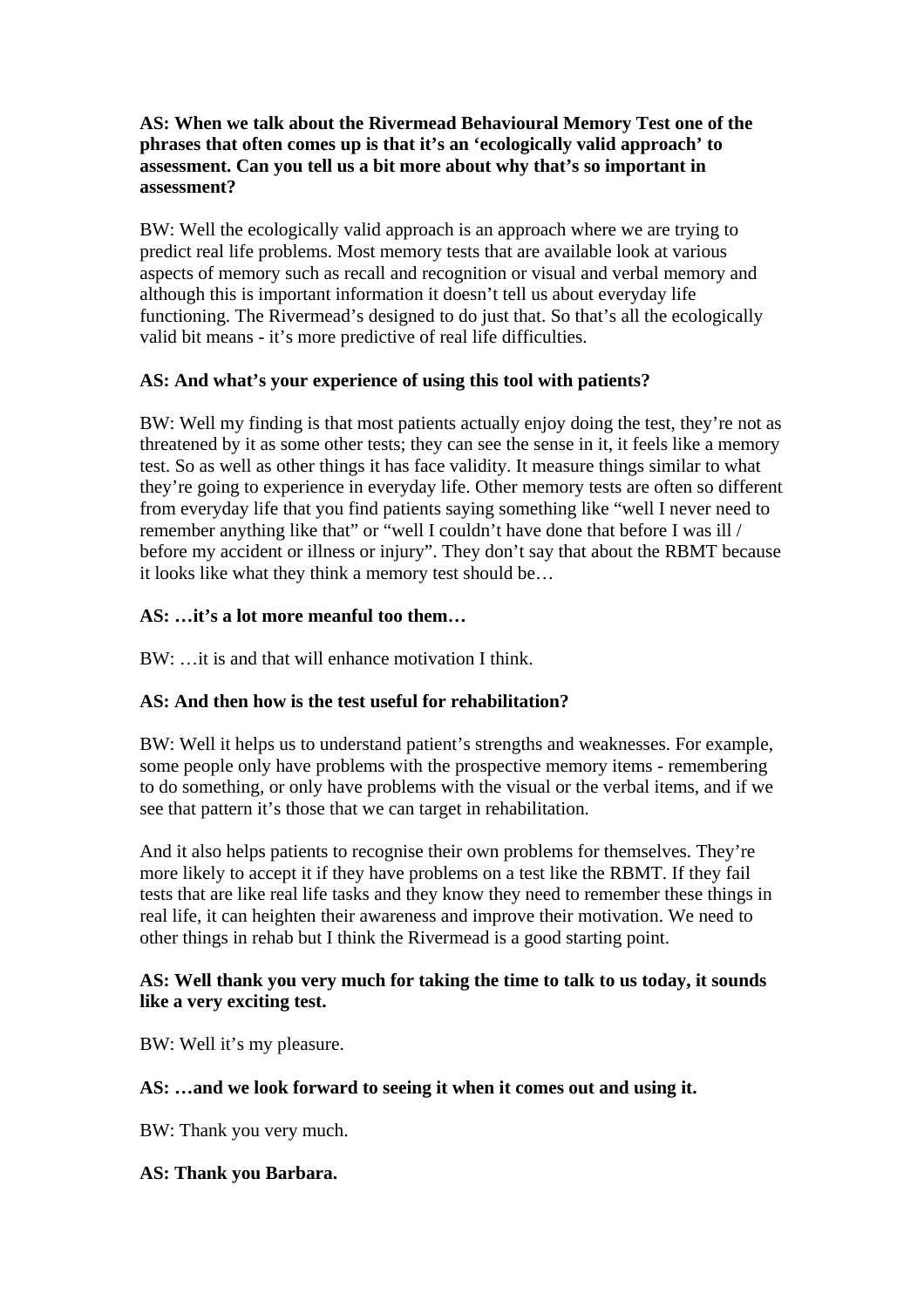**AS: When we talk about the Rivermead Behavioural Memory Test one of the phrases that often comes up is that it's an 'ecologically valid approach' to assessment. Can you tell us a bit more about why that's so important in assessment?**

BW: Well the ecologically valid approach is an approach where we are trying to predict real life problems. Most memory tests that are available look at various aspects of memory such as recall and recognition or visual and verbal memory and although this is important information it doesn't tell us about everyday life functioning. The Rivermead's designed to do just that. So that's all the ecologically valid bit means - it's more predictive of real life difficulties.

**AS: And what's your experience of using this tool with patients?**

BW: Well my finding is that most patients actually enjoy doing the test, they're not as threatened by it as some other tests; they can see the sense in it, it feels like a memory test. So as well as other things it has face validity. It measure things similar to what they're going to experience in everyday life. Other memory tests are often so different from everyday life that you find patients saying something like "well I never need to remember anything like that" or "well I couldn't have done that before I was ill / before my accident or illness or injury". They don't say that about the RBMT because it looks like what they think a memory test should be…

**AS: …it's a lot more meanful too them…**

BW: …it is and that will enhance motivation I think.

**AS: And then how is the test useful for rehabilitation?**

BW: Well it helps us to understand patient's strengths and weaknesses. For example, some people only have problems with the prospective memory items - remembering to do something, or only have problems with the visual or the verbal items, and if we see that pattern it's those that we can target in rehabilitation.

And it also helps patients to recognise their own problems for themselves. They're more likely to accept it if they have problems on a test like the RBMT. If they fail tests that are like real life tasks and they know they need to remember these things in real life, it can heighten their awareness and improve their motivation. We need to other things in rehab but I think the Rivermead is a good starting point.

**AS: Well thank you very much for taking the time to talk to us today, it sounds like a very exciting test.**

BW: Well it's my pleasure.

**AS: …and we look forward to seeing it when it comes out and using it.**

BW: Thank you very much.

**AS: Thank you Barbara.**